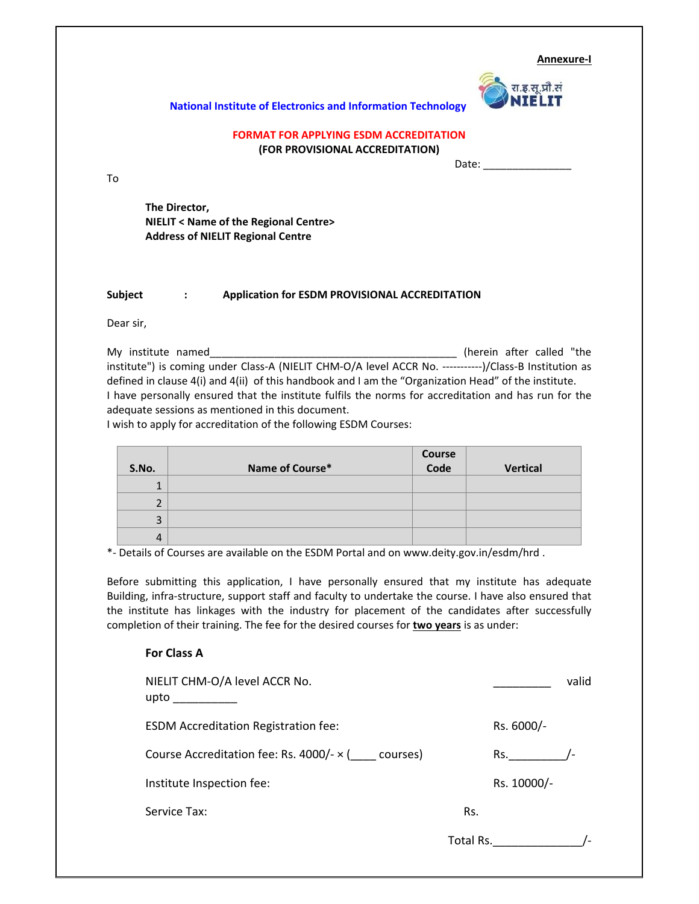**Annexure-I**

National Institute of Electronics and Information Technology

रा.इ.सू.प्रौ.सं NIELIT

**FORMAT FOR APPLYING ESDM ACCREDITATION**
**(FOR PROVISIONAL ACCREDITATION)**

Date: _______________

To

**The Director,**
**NIELIT < Name of the Regional Centre>**
**Address of NIELIT Regional Centre**

**Subject : Application for ESDM PROVISIONAL ACCREDITATION**

Dear sir,

My institute named___________________________________________ (herein after called "the institute") is coming under Class-A (NIELIT CHM-O/A level ACCR No. -----------)/Class-B Institution as defined in clause 4(i) and 4(ii) of this handbook and I am the "Organization Head" of the institute.
I have personally ensured that the institute fulfils the norms for accreditation and has run for the adequate sessions as mentioned in this document.
I wish to apply for accreditation of the following ESDM Courses:

| S.No. | Name of Course* | Course Code | Vertical |
|---|---|---|---|
| 1 | | | |
| 2 | | | |
| 3 | | | |
| 4 | | | |

*- Details of Courses are available on the ESDM Portal and on www.deity.gov.in/esdm/hrd .

Before submitting this application, I have personally ensured that my institute has adequate Building, infra-structure, support staff and faculty to undertake the course. I have also ensured that the institute has linkages with the industry for placement of the candidates after successfully completion of their training. The fee for the desired courses for **two years** is as under:

**For Class A**

NIELIT CHM-O/A level ACCR No. _________ valid upto __________

ESDM Accreditation Registration fee: Rs. 6000/-

Course Accreditation fee: Rs. 4000/- × (____ courses) Rs._________/-

Institute Inspection fee: Rs. 10000/-

Service Tax: Rs.

Total Rs._____________/-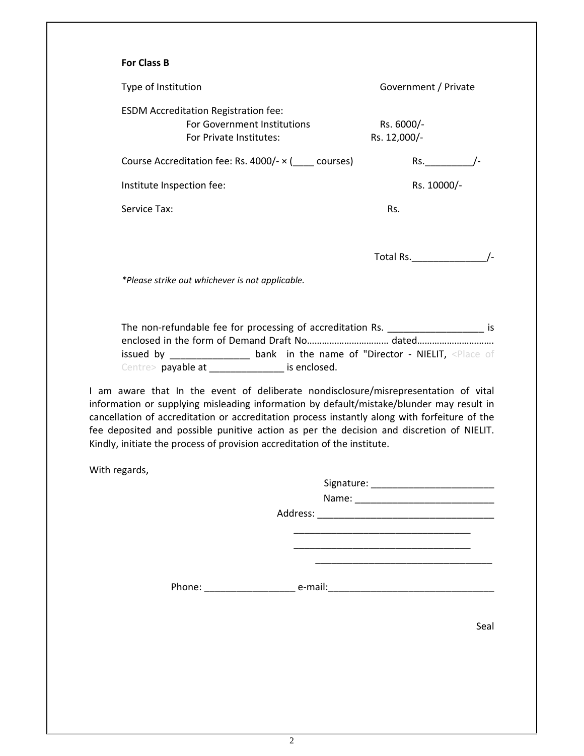**For Class B**

| | |
|---|---|
| Type of Institution | Government / Private |
| ESDM Accreditation Registration fee: | |
| For Government Institutions | Rs. 6000/- |
| For Private Institutes: | Rs. 12,000/- |
| Course Accreditation fee: Rs. 4000/- × (____ courses) | Rs._________/- |
| Institute Inspection fee: | Rs. 10000/- |
| Service Tax: | Rs. |
| | Total Rs.______________/- |

*\*Please strike out whichever is not applicable.*

The non-refundable fee for processing of accreditation Rs. __________________ is enclosed in the form of Demand Draft No…………………………… dated………………………… issued by _______________ bank in the name of "Director - NIELIT, <Place of Centre> payable at ______________ is enclosed.

I am aware that In the event of deliberate nondisclosure/misrepresentation of vital information or supplying misleading information by default/mistake/blunder may result in cancellation of accreditation or accreditation process instantly along with forfeiture of the fee deposited and possible punitive action as per the decision and discretion of NIELIT. Kindly, initiate the process of provision accreditation of the institute.

With regards,

Signature: _______________________

Name: __________________________

Address: _________________________________

_________________________________

_________________________________

_________________________________

Phone: _________________ e-mail:_______________________________

Seal